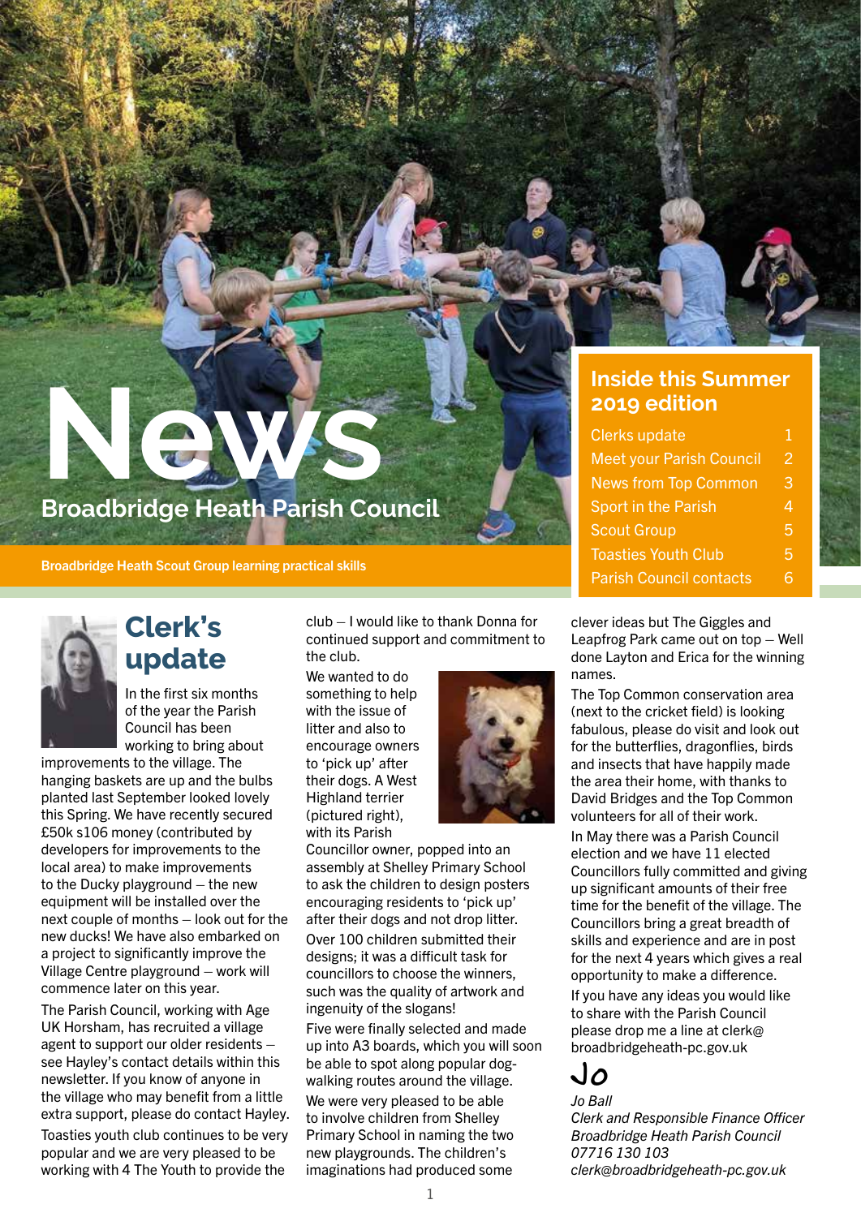# News

**Broadbridge Heath Parish Council**

Broadbridge Heath Scout Group learning practical skills

## Inside this Summer 2019 edition

| | |
|---|---|
| Clerks update | 1 |
| Meet your Parish Council | 2 |
| News from Top Common | 3 |
| Sport in the Parish | 4 |
| Scout Group | 5 |
| Toasties Youth Club | 5 |
| Parish Council contacts | 6 |

## Clerk's update

In the first six months of the year the Parish Council has been working to bring about improvements to the village. The hanging baskets are up and the bulbs planted last September looked lovely this Spring. We have recently secured £50k s106 money (contributed by developers for improvements to the local area) to make improvements to the Ducky playground – the new equipment will be installed over the next couple of months – look out for the new ducks! We have also embarked on a project to significantly improve the Village Centre playground – work will commence later on this year.

The Parish Council, working with Age UK Horsham, has recruited a village agent to support our older residents – see Hayley's contact details within this newsletter. If you know of anyone in the village who may benefit from a little extra support, please do contact Hayley.

Toasties youth club continues to be very popular and we are very pleased to be working with 4 The Youth to provide the club – I would like to thank Donna for continued support and commitment to the club.

We wanted to do something to help with the issue of litter and also to encourage owners to 'pick up' after their dogs. A West Highland terrier (pictured right), with its Parish Councillor owner, popped into an assembly at Shelley Primary School to ask the children to design posters encouraging residents to 'pick up' after their dogs and not drop litter. Over 100 children submitted their designs; it was a difficult task for councillors to choose the winners, such was the quality of artwork and ingenuity of the slogans!

Five were finally selected and made up into A3 boards, which you will soon be able to spot along popular dog-walking routes around the village.

We were very pleased to be able to involve children from Shelley Primary School in naming the two new playgrounds. The children's imaginations had produced some clever ideas but The Giggles and Leapfrog Park came out on top – Well done Layton and Erica for the winning names.

The Top Common conservation area (next to the cricket field) is looking fabulous, please do visit and look out for the butterflies, dragonflies, birds and insects that have happily made the area their home, with thanks to David Bridges and the Top Common volunteers for all of their work.

In May there was a Parish Council election and we have 11 elected Councillors fully committed and giving up significant amounts of their free time for the benefit of the village. The Councillors bring a great breadth of skills and experience and are in post for the next 4 years which gives a real opportunity to make a difference.

If you have any ideas you would like to share with the Parish Council please drop me a line at clerk@broadbridgeheath-pc.gov.uk

Jo

*Jo Ball*
*Clerk and Responsible Finance Officer*
*Broadbridge Heath Parish Council*
*07716 130 103*
*clerk@broadbridgeheath-pc.gov.uk*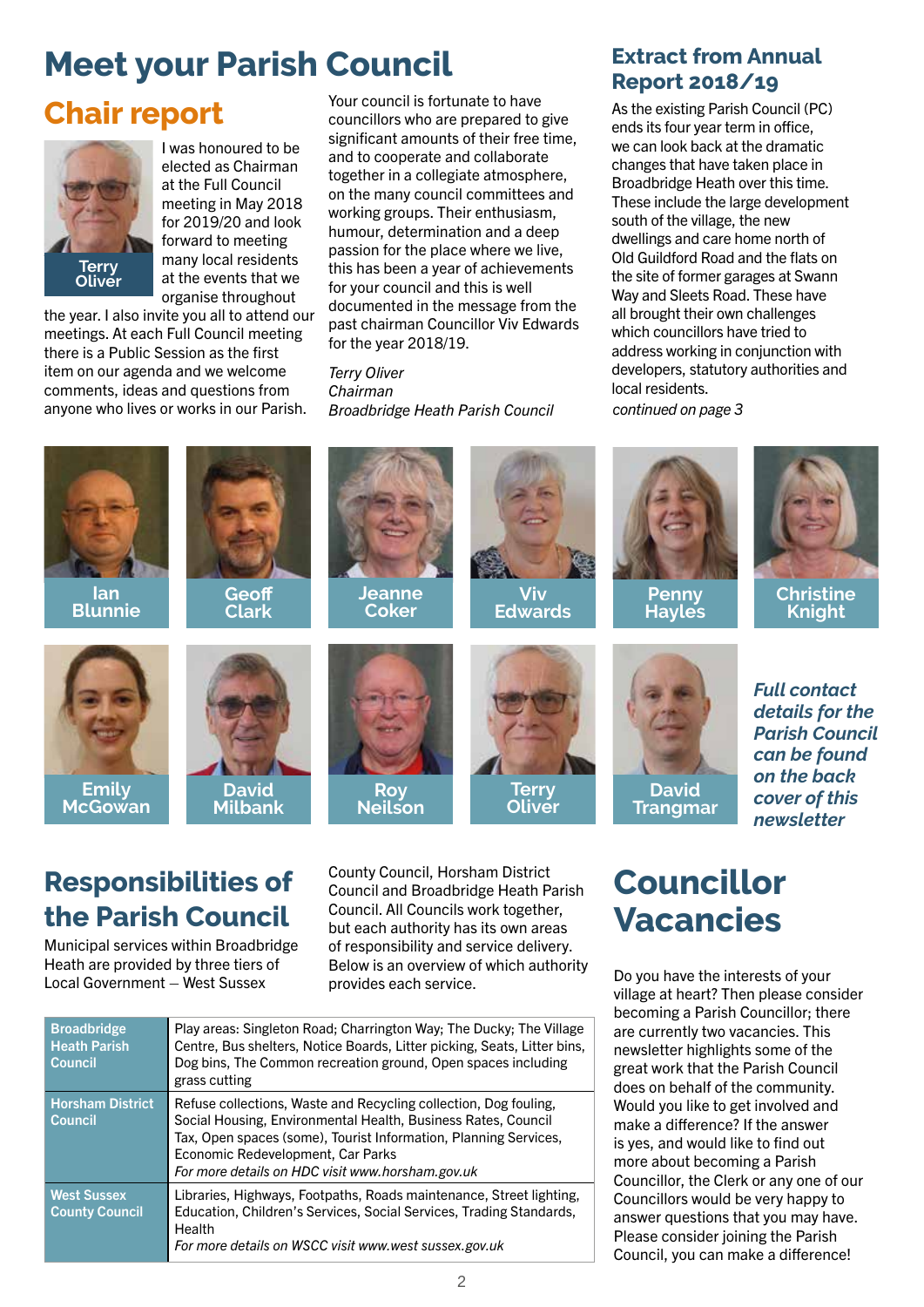# Meet your Parish Council

## Chair report

Terry Oliver

I was honoured to be elected as Chairman at the Full Council meeting in May 2018 for 2019/20 and look forward to meeting many local residents at the events that we organise throughout the year. I also invite you all to attend our meetings. At each Full Council meeting there is a Public Session as the first item on our agenda and we welcome comments, ideas and questions from anyone who lives or works in our Parish.

Your council is fortunate to have councillors who are prepared to give significant amounts of their free time, and to cooperate and collaborate together in a collegiate atmosphere, on the many council committees and working groups. Their enthusiasm, humour, determination and a deep passion for the place where we live, this has been a year of achievements for your council and this is well documented in the message from the past chairman Councillor Viv Edwards for the year 2018/19.

*Terry Oliver*
*Chairman*
*Broadbridge Heath Parish Council*

## Extract from Annual Report 2018/19

As the existing Parish Council (PC) ends its four year term in office, we can look back at the dramatic changes that have taken place in Broadbridge Heath over this time. These include the large development south of the village, the new dwellings and care home north of Old Guildford Road and the flats on the site of former garages at Swann Way and Sleets Road. These have all brought their own challenges which councillors have tried to address working in conjunction with developers, statutory authorities and local residents.

*continued on page 3*

Ian Blunnie | Geoff Clark | Jeanne Coker | Viv Edwards | Penny Hayles | Christine Knight

Emily McGowan | David Milbank | Roy Neilson | Terry Oliver | David Trangmar

***Full contact details for the Parish Council can be found on the back cover of this newsletter***

## Responsibilities of the Parish Council

Municipal services within Broadbridge Heath are provided by three tiers of Local Government – West Sussex County Council, Horsham District Council and Broadbridge Heath Parish Council. All Councils work together, but each authority has its own areas of responsibility and service delivery. Below is an overview of which authority provides each service.

| Authority | Services |
|---|---|
| Broadbridge Heath Parish Council | Play areas: Singleton Road; Charrington Way; The Ducky; The Village Centre, Bus shelters, Notice Boards, Litter picking, Seats, Litter bins, Dog bins, The Common recreation ground, Open spaces including grass cutting |
| Horsham District Council | Refuse collections, Waste and Recycling collection, Dog fouling, Social Housing, Environmental Health, Business Rates, Council Tax, Open spaces (some), Tourist Information, Planning Services, Economic Redevelopment, Car Parks *For more details on HDC visit www.horsham.gov.uk* |
| West Sussex County Council | Libraries, Highways, Footpaths, Roads maintenance, Street lighting, Education, Children's Services, Social Services, Trading Standards, Health *For more details on WSCC visit www.west sussex.gov.uk* |

## Councillor Vacancies

Do you have the interests of your village at heart? Then please consider becoming a Parish Councillor; there are currently two vacancies. This newsletter highlights some of the great work that the Parish Council does on behalf of the community. Would you like to get involved and make a difference? If the answer is yes, and would like to find out more about becoming a Parish Councillor, the Clerk or any one of our Councillors would be very happy to answer questions that you may have. Please consider joining the Parish Council, you can make a difference!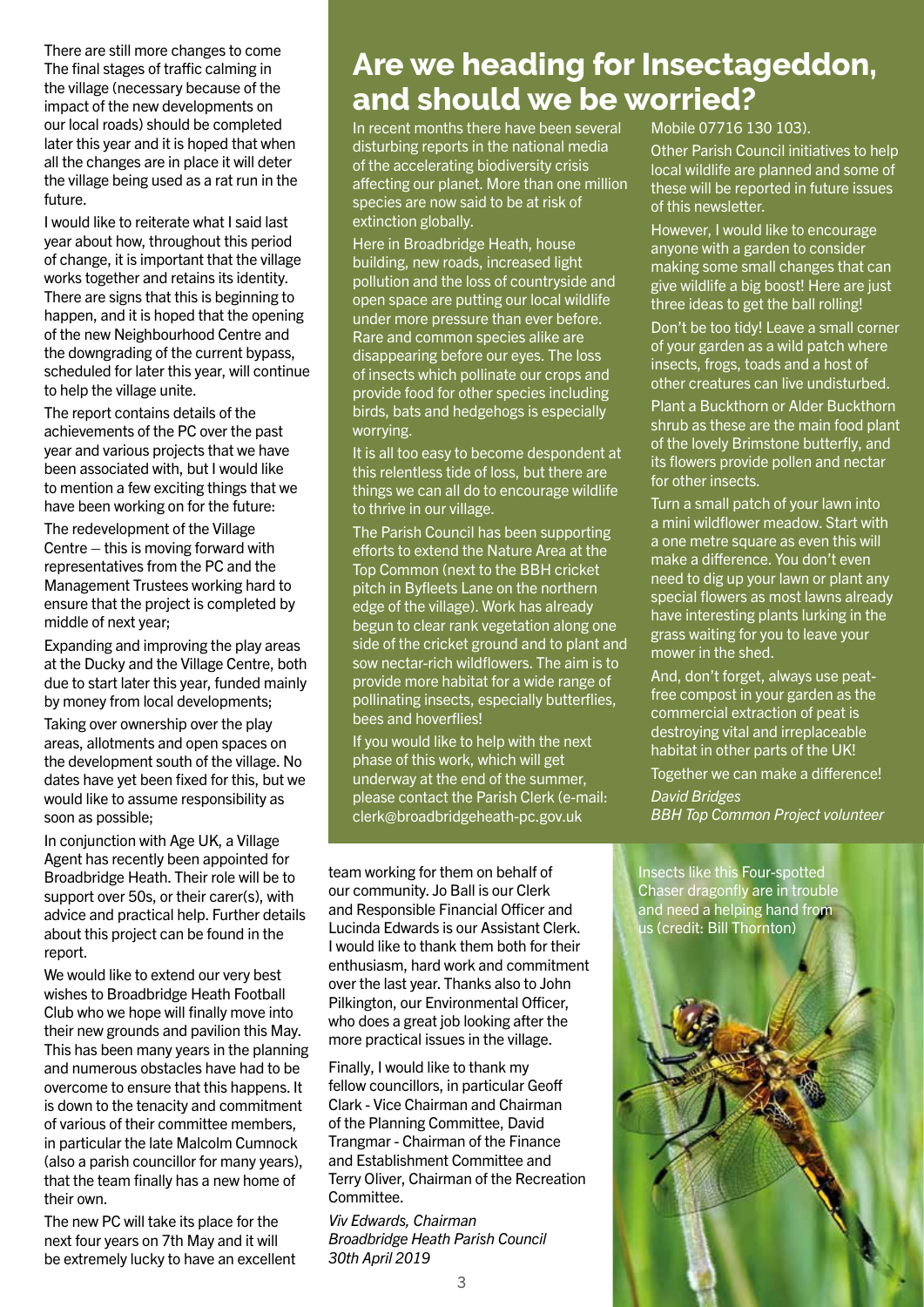There are still more changes to come The final stages of traffic calming in the village (necessary because of the impact of the new developments on our local roads) should be completed later this year and it is hoped that when all the changes are in place it will deter the village being used as a rat run in the future.

I would like to reiterate what I said last year about how, throughout this period of change, it is important that the village works together and retains its identity. There are signs that this is beginning to happen, and it is hoped that the opening of the new Neighbourhood Centre and the downgrading of the current bypass, scheduled for later this year, will continue to help the village unite.

The report contains details of the achievements of the PC over the past year and various projects that we have been associated with, but I would like to mention a few exciting things that we have been working on for the future:

The redevelopment of the Village Centre – this is moving forward with representatives from the PC and the Management Trustees working hard to ensure that the project is completed by middle of next year;

Expanding and improving the play areas at the Ducky and the Village Centre, both due to start later this year, funded mainly by money from local developments;

Taking over ownership over the play areas, allotments and open spaces on the development south of the village. No dates have yet been fixed for this, but we would like to assume responsibility as soon as possible;

In conjunction with Age UK, a Village Agent has recently been appointed for Broadbridge Heath. Their role will be to support over 50s, or their carer(s), with advice and practical help. Further details about this project can be found in the report.

We would like to extend our very best wishes to Broadbridge Heath Football Club who we hope will finally move into their new grounds and pavilion this May. This has been many years in the planning and numerous obstacles have had to be overcome to ensure that this happens. It is down to the tenacity and commitment of various of their committee members, in particular the late Malcolm Cumnock (also a parish councillor for many years), that the team finally has a new home of their own.

The new PC will take its place for the next four years on 7th May and it will be extremely lucky to have an excellent team working for them on behalf of our community. Jo Ball is our Clerk and Responsible Financial Officer and Lucinda Edwards is our Assistant Clerk. I would like to thank them both for their enthusiasm, hard work and commitment over the last year. Thanks also to John Pilkington, our Environmental Officer, who does a great job looking after the more practical issues in the village.

Finally, I would like to thank my fellow councillors, in particular Geoff Clark - Vice Chairman and Chairman of the Planning Committee, David Trangmar - Chairman of the Finance and Establishment Committee and Terry Oliver, Chairman of the Recreation Committee.

*Viv Edwards, Chairman*
*Broadbridge Heath Parish Council*
*30th April 2019*

# Are we heading for Insectageddon, and should we be worried?

In recent months there have been several disturbing reports in the national media of the accelerating biodiversity crisis affecting our planet. More than one million species are now said to be at risk of extinction globally.

Here in Broadbridge Heath, house building, new roads, increased light pollution and the loss of countryside and open space are putting our local wildlife under more pressure than ever before. Rare and common species alike are disappearing before our eyes. The loss of insects which pollinate our crops and provide food for other species including birds, bats and hedgehogs is especially worrying.

It is all too easy to become despondent at this relentless tide of loss, but there are things we can all do to encourage wildlife to thrive in our village.

The Parish Council has been supporting efforts to extend the Nature Area at the Top Common (next to the BBH cricket pitch in Byfleets Lane on the northern edge of the village). Work has already begun to clear rank vegetation along one side of the cricket ground and to plant and sow nectar-rich wildflowers. The aim is to provide more habitat for a wide range of pollinating insects, especially butterflies, bees and hoverflies!

If you would like to help with the next phase of this work, which will get underway at the end of the summer, please contact the Parish Clerk (e-mail: clerk@broadbridgeheath-pc.gov.uk Mobile 07716 130 103).

Other Parish Council initiatives to help local wildlife are planned and some of these will be reported in future issues of this newsletter.

However, I would like to encourage anyone with a garden to consider making some small changes that can give wildlife a big boost! Here are just three ideas to get the ball rolling!

Don't be too tidy! Leave a small corner of your garden as a wild patch where insects, frogs, toads and a host of other creatures can live undisturbed.

Plant a Buckthorn or Alder Buckthorn shrub as these are the main food plant of the lovely Brimstone butterfly, and its flowers provide pollen and nectar for other insects.

Turn a small patch of your lawn into a mini wildflower meadow. Start with a one metre square as even this will make a difference. You don't even need to dig up your lawn or plant any special flowers as most lawns already have interesting plants lurking in the grass waiting for you to leave your mower in the shed.

And, don't forget, always use peat-free compost in your garden as the commercial extraction of peat is destroying vital and irreplaceable habitat in other parts of the UK!

Together we can make a difference!

*David Bridges*
*BBH Top Common Project volunteer*

Insects like this Four-spotted Chaser dragonfly are in trouble and need a helping hand from us (credit: Bill Thornton)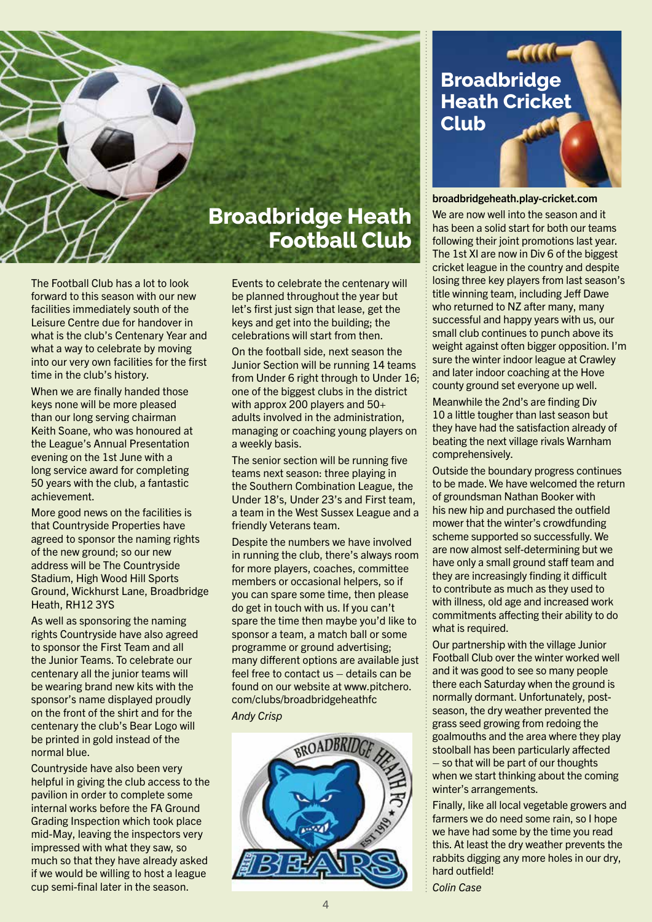# Broadbridge Heath Football Club

The Football Club has a lot to look forward to this season with our new facilities immediately south of the Leisure Centre due for handover in what is the club's Centenary Year and what a way to celebrate by moving into our very own facilities for the first time in the club's history.

When we are finally handed those keys none will be more pleased than our long serving chairman Keith Soane, who was honoured at the League's Annual Presentation evening on the 1st June with a long service award for completing 50 years with the club, a fantastic achievement.

More good news on the facilities is that Countryside Properties have agreed to sponsor the naming rights of the new ground; so our new address will be The Countryside Stadium, High Wood Hill Sports Ground, Wickhurst Lane, Broadbridge Heath, RH12 3YS

As well as sponsoring the naming rights Countryside have also agreed to sponsor the First Team and all the Junior Teams. To celebrate our centenary all the junior teams will be wearing brand new kits with the sponsor's name displayed proudly on the front of the shirt and for the centenary the club's Bear Logo will be printed in gold instead of the normal blue.

Countryside have also been very helpful in giving the club access to the pavilion in order to complete some internal works before the FA Ground Grading Inspection which took place mid-May, leaving the inspectors very impressed with what they saw, so much so that they have already asked if we would be willing to host a league cup semi-final later in the season.

Events to celebrate the centenary will be planned throughout the year but let's first just sign that lease, get the keys and get into the building; the celebrations will start from then.

On the football side, next season the Junior Section will be running 14 teams from Under 6 right through to Under 16; one of the biggest clubs in the district with approx 200 players and 50+ adults involved in the administration, managing or coaching young players on a weekly basis.

The senior section will be running five teams next season: three playing in the Southern Combination League, the Under 18's, Under 23's and First team, a team in the West Sussex League and a friendly Veterans team.

Despite the numbers we have involved in running the club, there's always room for more players, coaches, committee members or occasional helpers, so if you can spare some time, then please do get in touch with us. If you can't spare the time then maybe you'd like to sponsor a team, a match ball or some programme or ground advertising; many different options are available just feel free to contact us – details can be found on our website at www.pitchero.com/clubs/broadbridgeheathfc

*Andy Crisp*

# Broadbridge Heath Cricket Club

**broadbridgeheath.play-cricket.com**

We are now well into the season and it has been a solid start for both our teams following their joint promotions last year. The 1st XI are now in Div 6 of the biggest cricket league in the country and despite losing three key players from last season's title winning team, including Jeff Dawe who returned to NZ after many, many successful and happy years with us, our small club continues to punch above its weight against often bigger opposition. I'm sure the winter indoor league at Crawley and later indoor coaching at the Hove county ground set everyone up well.

Meanwhile the 2nd's are finding Div 10 a little tougher than last season but they have had the satisfaction already of beating the next village rivals Warnham comprehensively.

Outside the boundary progress continues to be made. We have welcomed the return of groundsman Nathan Booker with his new hip and purchased the outfield mower that the winter's crowdfunding scheme supported so successfully. We are now almost self-determining but we have only a small ground staff team and they are increasingly finding it difficult to contribute as much as they used to with illness, old age and increased work commitments affecting their ability to do what is required.

Our partnership with the village Junior Football Club over the winter worked well and it was good to see so many people there each Saturday when the ground is normally dormant. Unfortunately, post-season, the dry weather prevented the grass seed growing from redoing the goalmouths and the area where they play stoolball has been particularly affected – so that will be part of our thoughts when we start thinking about the coming winter's arrangements.

Finally, like all local vegetable growers and farmers we do need some rain, so I hope we have had some by the time you read this. At least the dry weather prevents the rabbits digging any more holes in our dry, hard outfield!

*Colin Case*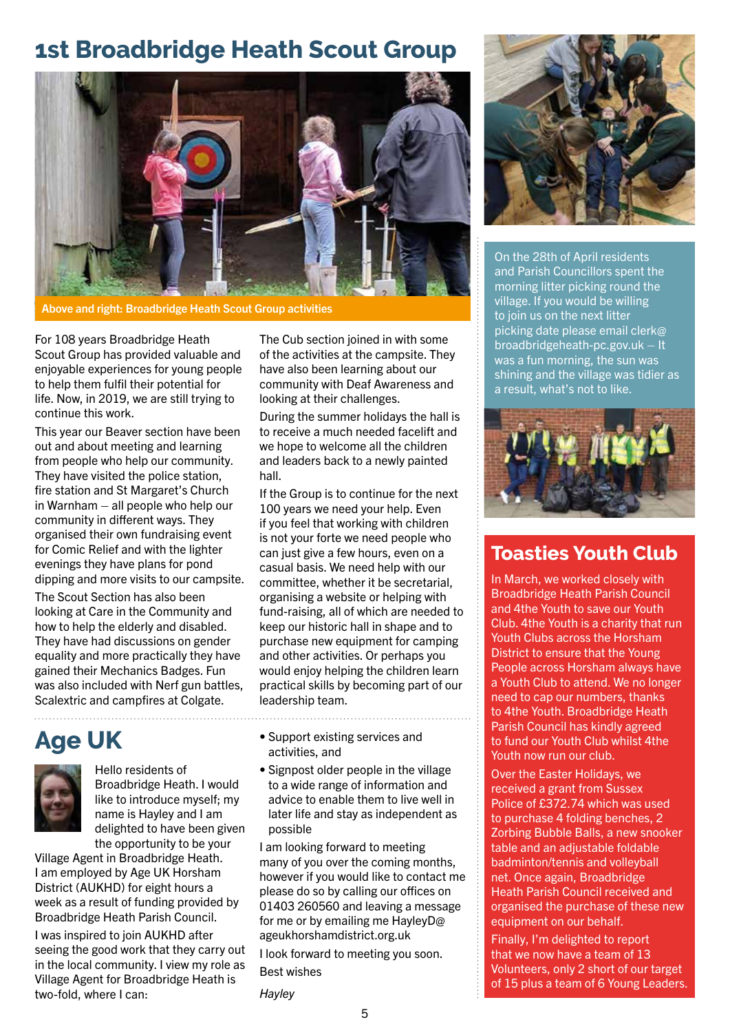# 1st Broadbridge Heath Scout Group

Above and right: Broadbridge Heath Scout Group activities

For 108 years Broadbridge Heath Scout Group has provided valuable and enjoyable experiences for young people to help them fulfil their potential for life. Now, in 2019, we are still trying to continue this work.

This year our Beaver section have been out and about meeting and learning from people who help our community. They have visited the police station, fire station and St Margaret's Church in Warnham – all people who help our community in different ways. They organised their own fundraising event for Comic Relief and with the lighter evenings they have plans for pond dipping and more visits to our campsite.

The Scout Section has also been looking at Care in the Community and how to help the elderly and disabled. They have had discussions on gender equality and more practically they have gained their Mechanics Badges. Fun was also included with Nerf gun battles, Scalextric and campfires at Colgate.

The Cub section joined in with some of the activities at the campsite. They have also been learning about our community with Deaf Awareness and looking at their challenges.

During the summer holidays the hall is to receive a much needed facelift and we hope to welcome all the children and leaders back to a newly painted hall.

If the Group is to continue for the next 100 years we need your help. Even if you feel that working with children is not your forte we need people who can just give a few hours, even on a casual basis. We need help with our committee, whether it be secretarial, organising a website or helping with fund-raising, all of which are needed to keep our historic hall in shape and to purchase new equipment for camping and other activities. Or perhaps you would enjoy helping the children learn practical skills by becoming part of our leadership team.

# Age UK

Hello residents of Broadbridge Heath. I would like to introduce myself; my name is Hayley and I am delighted to have been given the opportunity to be your Village Agent in Broadbridge Heath. I am employed by Age UK Horsham District (AUKHD) for eight hours a week as a result of funding provided by Broadbridge Heath Parish Council.

I was inspired to join AUKHD after seeing the good work that they carry out in the local community. I view my role as Village Agent for Broadbridge Heath is two-fold, where I can:

- Support existing services and activities, and
- Signpost older people in the village to a wide range of information and advice to enable them to live well in later life and stay as independent as possible

I am looking forward to meeting many of you over the coming months, however if you would like to contact me please do so by calling our offices on 01403 260560 and leaving a message for me or by emailing me HayleyD@ageukhorshamdistrict.org.uk

I look forward to meeting you soon.

Best wishes

*Hayley*

On the 28th of April residents and Parish Councillors spent the morning litter picking round the village. If you would be willing to join us on the next litter picking date please email clerk@broadbridgeheath-pc.gov.uk – It was a fun morning, the sun was shining and the village was tidier as a result, what's not to like.

# Toasties Youth Club

In March, we worked closely with Broadbridge Heath Parish Council and 4the Youth to save our Youth Club. 4the Youth is a charity that run Youth Clubs across the Horsham District to ensure that the Young People across Horsham always have a Youth Club to attend. We no longer need to cap our numbers, thanks to 4the Youth. Broadbridge Heath Parish Council has kindly agreed to fund our Youth Club whilst 4the Youth now run our club.

Over the Easter Holidays, we received a grant from Sussex Police of £372.74 which was used to purchase 4 folding benches, 2 Zorbing Bubble Balls, a new snooker table and an adjustable foldable badminton/tennis and volleyball net. Once again, Broadbridge Heath Parish Council received and organised the purchase of these new equipment on our behalf.

Finally, I'm delighted to report that we now have a team of 13 Volunteers, only 2 short of our target of 15 plus a team of 6 Young Leaders.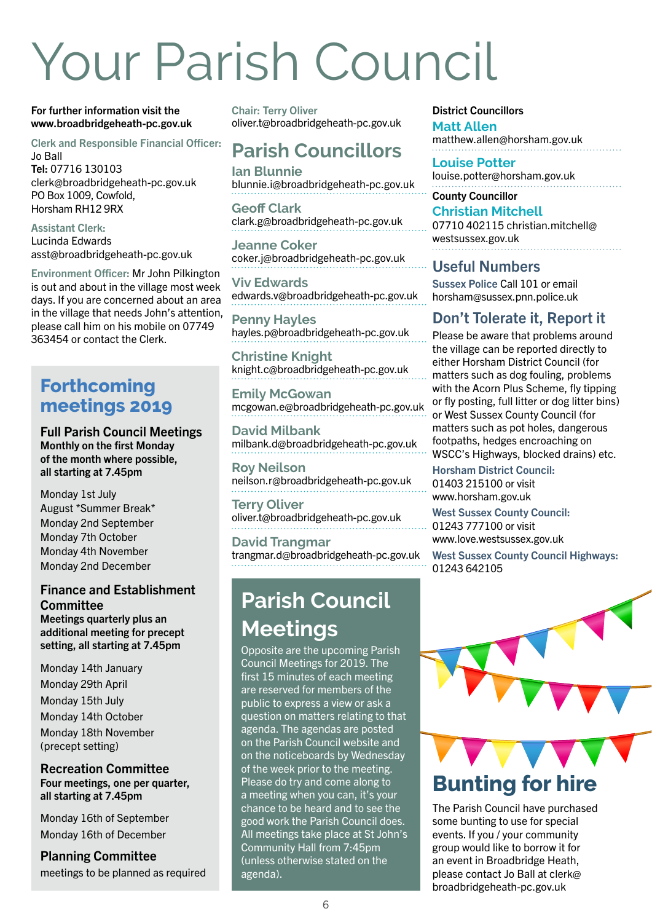# Your Parish Council

**For further information visit the www.broadbridgeheath-pc.gov.uk**

**Clerk and Responsible Financial Officer:**
Jo Ball
**Tel:** 07716 130103
clerk@broadbridgeheath-pc.gov.uk
PO Box 1009, Cowfold,
Horsham RH12 9RX

**Assistant Clerk:**
Lucinda Edwards
asst@broadbridgeheath-pc.gov.uk

**Environment Officer:** Mr John Pilkington is out and about in the village most week days. If you are concerned about an area in the village that needs John's attention, please call him on his mobile on 07749 363454 or contact the Clerk.

## Forthcoming meetings 2019

### Full Parish Council Meetings

**Monthly on the first Monday of the month where possible, all starting at 7.45pm**

Monday 1st July
August *Summer Break*
Monday 2nd September
Monday 7th October
Monday 4th November
Monday 2nd December

### Finance and Establishment Committee

**Meetings quarterly plus an additional meeting for precept setting, all starting at 7.45pm**

Monday 14th January
Monday 29th April
Monday 15th July
Monday 14th October
Monday 18th November (precept setting)

### Recreation Committee

**Four meetings, one per quarter, all starting at 7.45pm**

Monday 16th of September
Monday 16th of December

### Planning Committee

meetings to be planned as required

**Chair: Terry Oliver**
oliver.t@broadbridgeheath-pc.gov.uk

## Parish Councillors

**Ian Blunnie**
blunnie.i@broadbridgeheath-pc.gov.uk

**Geoff Clark**
clark.g@broadbridgeheath-pc.gov.uk

**Jeanne Coker**
coker.j@broadbridgeheath-pc.gov.uk

**Viv Edwards**
edwards.v@broadbridgeheath-pc.gov.uk

**Penny Hayles**
hayles.p@broadbridgeheath-pc.gov.uk

**Christine Knight**
knight.c@broadbridgeheath-pc.gov.uk

**Emily McGowan**
mcgowan.e@broadbridgeheath-pc.gov.uk

**David Milbank**
milbank.d@broadbridgeheath-pc.gov.uk

**Roy Neilson**
neilson.r@broadbridgeheath-pc.gov.uk

**Terry Oliver**
oliver.t@broadbridgeheath-pc.gov.uk

**David Trangmar**
trangmar.d@broadbridgeheath-pc.gov.uk

## Parish Council Meetings

Opposite are the upcoming Parish Council Meetings for 2019. The first 15 minutes of each meeting are reserved for members of the public to express a view or ask a question on matters relating to that agenda. The agendas are posted on the Parish Council website and on the noticeboards by Wednesday of the week prior to the meeting. Please do try and come along to a meeting when you can, it's your chance to be heard and to see the good work the Parish Council does. All meetings take place at St John's Community Hall from 7:45pm (unless otherwise stated on the agenda).

**District Councillors**

**Matt Allen**
matthew.allen@horsham.gov.uk

**Louise Potter**
louise.potter@horsham.gov.uk

**County Councillor**

**Christian Mitchell**
07710 402115 christian.mitchell@westsussex.gov.uk

## Useful Numbers

**Sussex Police** Call 101 or email horsham@sussex.pnn.police.uk

## Don't Tolerate it, Report it

Please be aware that problems around the village can be reported directly to either Horsham District Council (for matters such as dog fouling, problems with the Acorn Plus Scheme, fly tipping or fly posting, full litter or dog litter bins) or West Sussex County Council (for matters such as pot holes, dangerous footpaths, hedges encroaching on WSCC's Highways, blocked drains) etc.

**Horsham District Council:**
01403 215100 or visit www.horsham.gov.uk

**West Sussex County Council:**
01243 777100 or visit www.love.westsussex.gov.uk

**West Sussex County Council Highways:**
01243 642105

## Bunting for hire

The Parish Council have purchased some bunting to use for special events. If you / your community group would like to borrow it for an event in Broadbridge Heath, please contact Jo Ball at clerk@broadbridgeheath-pc.gov.uk